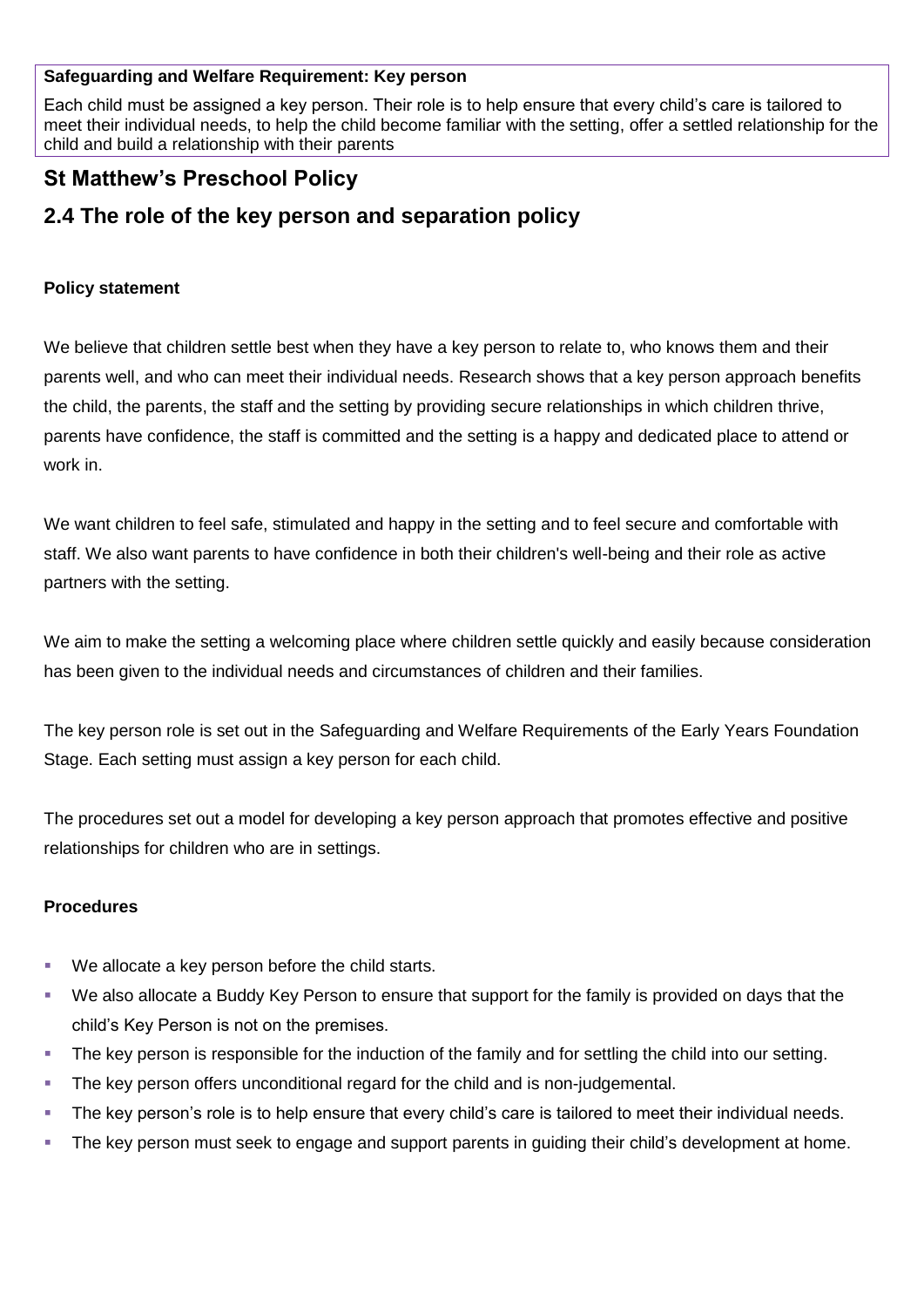**Safeguarding and Welfare Requirement: Key person**

Each child must be assigned a key person. Their role is to help ensure that every child's care is tailored to meet their individual needs, to help the child become familiar with the setting, offer a settled relationship for the child and build a relationship with their parents

## St Matthew's Preschool Policy

## 2.4 The role of the key person and separation policy

**Policy statement**

We believe that children settle best when they have a key person to relate to, who knows them and their parents well, and who can meet their individual needs. Research shows that a key person approach benefits the child, the parents, the staff and the setting by providing secure relationships in which children thrive, parents have confidence, the staff is committed and the setting is a happy and dedicated place to attend or work in.

We want children to feel safe, stimulated and happy in the setting and to feel secure and comfortable with staff. We also want parents to have confidence in both their children's well-being and their role as active partners with the setting.

We aim to make the setting a welcoming place where children settle quickly and easily because consideration has been given to the individual needs and circumstances of children and their families.

The key person role is set out in the Safeguarding and Welfare Requirements of the Early Years Foundation Stage. Each setting must assign a key person for each child.

The procedures set out a model for developing a key person approach that promotes effective and positive relationships for children who are in settings.

**Procedures**

- We allocate a key person before the child starts.
- We also allocate a Buddy Key Person to ensure that support for the family is provided on days that the child's Key Person is not on the premises.
- The key person is responsible for the induction of the family and for settling the child into our setting.
- The key person offers unconditional regard for the child and is non-judgemental.
- The key person's role is to help ensure that every child's care is tailored to meet their individual needs.
- The key person must seek to engage and support parents in guiding their child's development at home.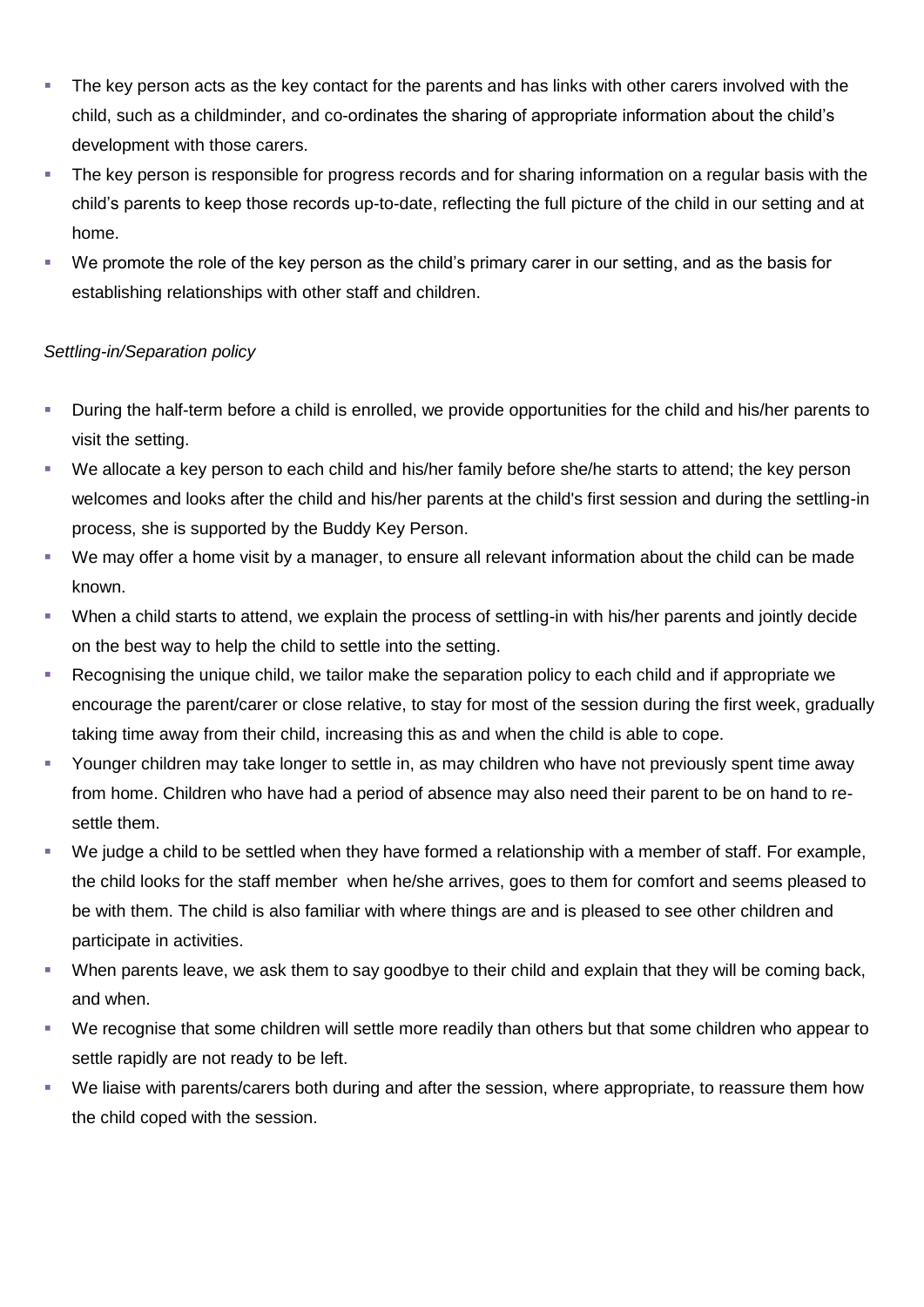- The key person acts as the key contact for the parents and has links with other carers involved with the child, such as a childminder, and co-ordinates the sharing of appropriate information about the child's development with those carers.
- The key person is responsible for progress records and for sharing information on a regular basis with the child's parents to keep those records up-to-date, reflecting the full picture of the child in our setting and at home.
- We promote the role of the key person as the child's primary carer in our setting, and as the basis for establishing relationships with other staff and children.

*Settling-in/Separation policy*

- During the half-term before a child is enrolled, we provide opportunities for the child and his/her parents to visit the setting.
- We allocate a key person to each child and his/her family before she/he starts to attend; the key person welcomes and looks after the child and his/her parents at the child's first session and during the settling-in process, she is supported by the Buddy Key Person.
- We may offer a home visit by a manager, to ensure all relevant information about the child can be made known.
- When a child starts to attend, we explain the process of settling-in with his/her parents and jointly decide on the best way to help the child to settle into the setting.
- Recognising the unique child, we tailor make the separation policy to each child and if appropriate we encourage the parent/carer or close relative, to stay for most of the session during the first week, gradually taking time away from their child, increasing this as and when the child is able to cope.
- Younger children may take longer to settle in, as may children who have not previously spent time away from home. Children who have had a period of absence may also need their parent to be on hand to re-settle them.
- We judge a child to be settled when they have formed a relationship with a member of staff. For example, the child looks for the staff member when he/she arrives, goes to them for comfort and seems pleased to be with them. The child is also familiar with where things are and is pleased to see other children and participate in activities.
- When parents leave, we ask them to say goodbye to their child and explain that they will be coming back, and when.
- We recognise that some children will settle more readily than others but that some children who appear to settle rapidly are not ready to be left.
- We liaise with parents/carers both during and after the session, where appropriate, to reassure them how the child coped with the session.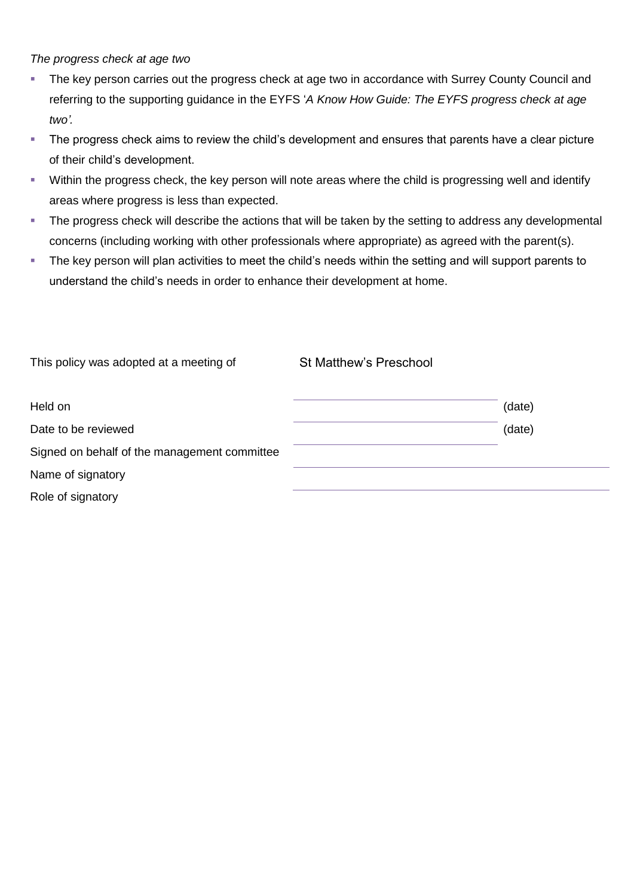*The progress check at age two*

- The key person carries out the progress check at age two in accordance with Surrey County Council and referring to the supporting guidance in the EYFS '*A Know How Guide: The EYFS progress check at age two'.*
- The progress check aims to review the child's development and ensures that parents have a clear picture of their child's development.
- Within the progress check, the key person will note areas where the child is progressing well and identify areas where progress is less than expected.
- The progress check will describe the actions that will be taken by the setting to address any developmental concerns (including working with other professionals where appropriate) as agreed with the parent(s).
- The key person will plan activities to meet the child's needs within the setting and will support parents to understand the child's needs in order to enhance their development at home.

| | | |
|---|---|---|
| This policy was adopted at a meeting of | St Matthew's Preschool | |
| Held on | | (date) |
| Date to be reviewed | | (date) |
| Signed on behalf of the management committee | | |
| Name of signatory | | |
| Role of signatory | | |